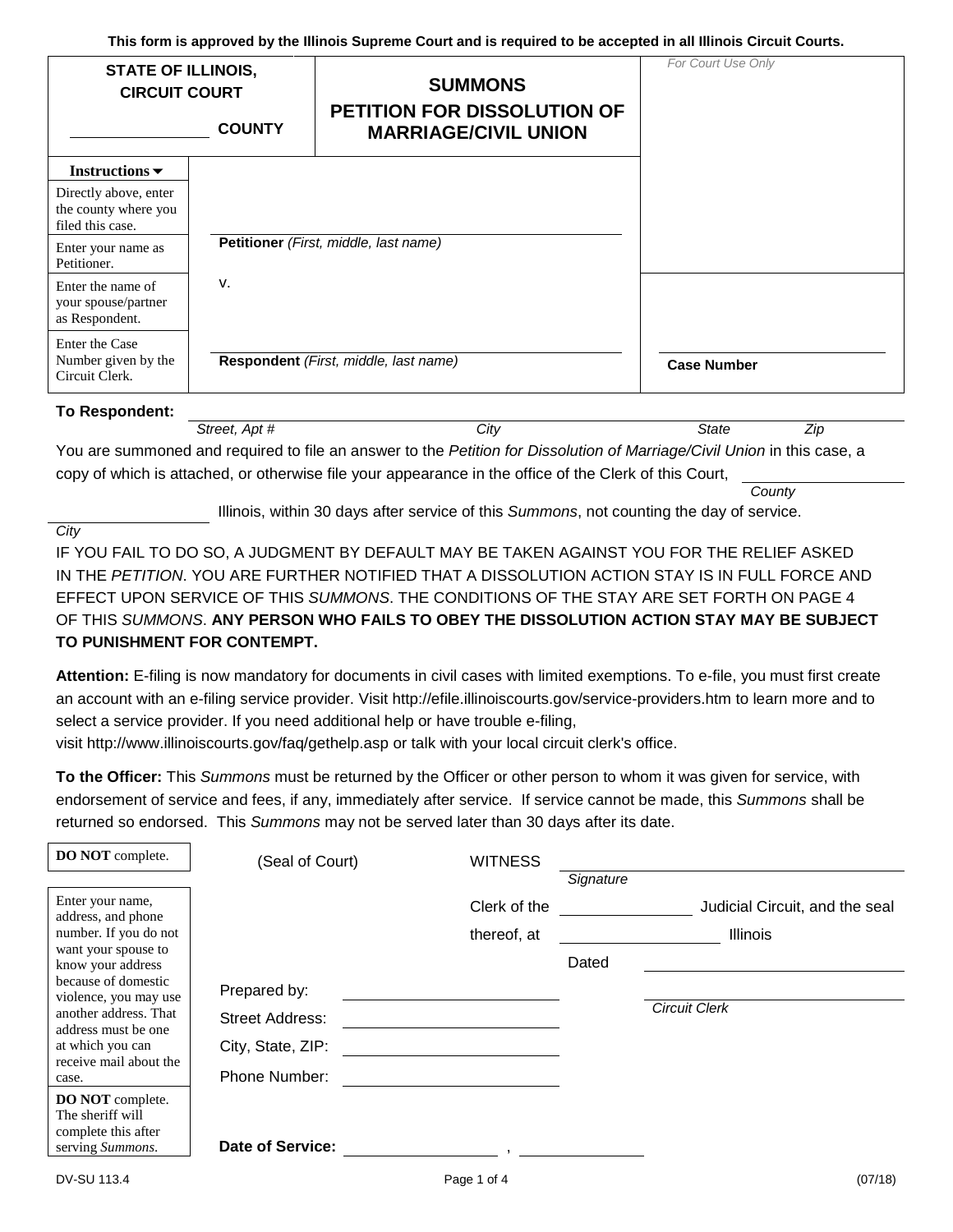This form is approved by the Illinois Supreme Court and is required to be accepted in all Illinois Circuit Courts.

| STATE OF ILLINOIS, CIRCUIT COURT<br>\_\_\_\_\_\_\_\_\_\_\_\_ COUNTY | SUMMONS<br>PETITION FOR DISSOLUTION OF MARRIAGE/CIVIL UNION | *For Court Use Only* |
|---|---|---|

| Instructions ▼ | | |
|---|---|---|
| Directly above, enter the county where you filed this case. | | |
| Enter your name as Petitioner. | **Petitioner** *(First, middle, last name)* | |
| Enter the name of your spouse/partner as Respondent. | v. | |
| Enter the Case Number given by the Circuit Clerk. | **Respondent** *(First, middle, last name)* | **Case Number** |

**To Respondent:** \_\_\_\_\_\_\_\_\_\_\_\_\_\_\_\_\_\_\_\_\_\_\_\_\_\_\_\_\_\_\_\_\_\_\_\_\_\_\_\_\_\_\_\_
*Street, Apt # City State Zip*

You are summoned and required to file an answer to the *Petition for Dissolution of Marriage/Civil Union* in this case, a copy of which is attached, or otherwise file your appearance in the office of the Clerk of this Court, \_\_\_\_\_\_\_\_\_\_\_\_ *County* \_\_\_\_\_\_\_\_\_\_\_\_ *City* Illinois, within 30 days after service of this *Summons*, not counting the day of service.

IF YOU FAIL TO DO SO, A JUDGMENT BY DEFAULT MAY BE TAKEN AGAINST YOU FOR THE RELIEF ASKED IN THE *PETITION*. YOU ARE FURTHER NOTIFIED THAT A DISSOLUTION ACTION STAY IS IN FULL FORCE AND EFFECT UPON SERVICE OF THIS *SUMMONS*. THE CONDITIONS OF THE STAY ARE SET FORTH ON PAGE 4 OF THIS *SUMMONS*. **ANY PERSON WHO FAILS TO OBEY THE DISSOLUTION ACTION STAY MAY BE SUBJECT TO PUNISHMENT FOR CONTEMPT.**

**Attention:** E-filing is now mandatory for documents in civil cases with limited exemptions. To e-file, you must first create an account with an e-filing service provider. Visit http://efile.illinoiscourts.gov/service-providers.htm to learn more and to select a service provider. If you need additional help or have trouble e-filing, visit http://www.illinoiscourts.gov/faq/gethelp.asp or talk with your local circuit clerk's office.

**To the Officer:** This *Summons* must be returned by the Officer or other person to whom it was given for service, with endorsement of service and fees, if any, immediately after service. If service cannot be made, this *Summons* shall be returned so endorsed. This *Summons* may not be served later than 30 days after its date.

**DO NOT** complete.

(Seal of Court)

WITNESS \_\_\_\_\_\_\_\_\_\_\_\_\_\_\_\_\_\_\_\_
*Signature*

Clerk of the \_\_\_\_\_\_\_\_\_\_ Judicial Circuit, and the seal thereof, at \_\_\_\_\_\_\_\_\_\_ Illinois

Dated \_\_\_\_\_\_\_\_\_\_\_\_\_\_\_\_

\_\_\_\_\_\_\_\_\_\_\_\_\_\_\_\_
*Circuit Clerk*

Enter your name, address, and phone number. If you do not want your spouse to know your address because of domestic violence, you may use another address. That address must be one at which you can receive mail about the case.

Prepared by: \_\_\_\_\_\_\_\_\_\_\_\_\_\_\_\_

Street Address: \_\_\_\_\_\_\_\_\_\_\_\_\_\_\_\_

City, State, ZIP: \_\_\_\_\_\_\_\_\_\_\_\_\_\_\_\_

Phone Number: \_\_\_\_\_\_\_\_\_\_\_\_\_\_\_\_

**DO NOT** complete. The sheriff will complete this after serving *Summons*.

**Date of Service:** \_\_\_\_\_\_\_\_\_\_\_\_ , \_\_\_\_\_\_\_\_\_\_\_\_

DV-SU 113.4 (07/18)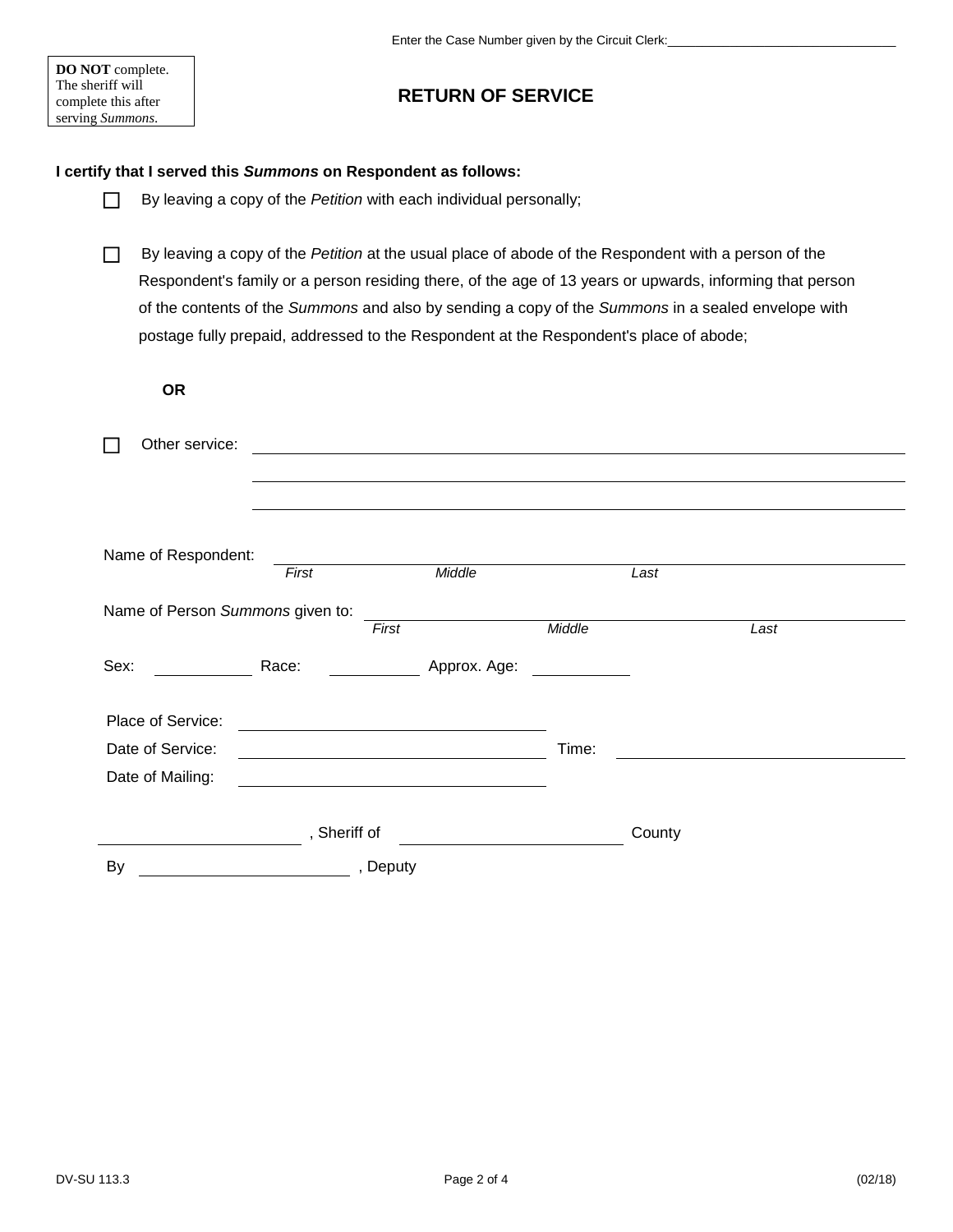Enter the Case Number given by the Circuit Clerk: ______________________________

**DO NOT** complete. The sheriff will complete this after serving *Summons*.

# RETURN OF SERVICE

**I certify that I served this *Summons* on Respondent as follows:**

☐ By leaving a copy of the *Petition* with each individual personally;

☐ By leaving a copy of the *Petition* at the usual place of abode of the Respondent with a person of the Respondent's family or a person residing there, of the age of 13 years or upwards, informing that person of the contents of the *Summons* and also by sending a copy of the *Summons* in a sealed envelope with postage fully prepaid, addressed to the Respondent at the Respondent's place of abode;

**OR**

☐ Other service: ____________________________________________

____________________________________________

____________________________________________

Name of Respondent: ____________________________________________
*First* *Middle* *Last*

Name of Person *Summons* given to: ____________________________________________
*First* *Middle* *Last*

Sex: __________ Race: __________ Approx. Age: __________

Place of Service: ______________________________

Date of Service: ______________________________ Time: ______________________________

Date of Mailing: ______________________________

____________________, Sheriff of ____________________ County

By ____________________, Deputy

DV-SU 113.3 (02/18)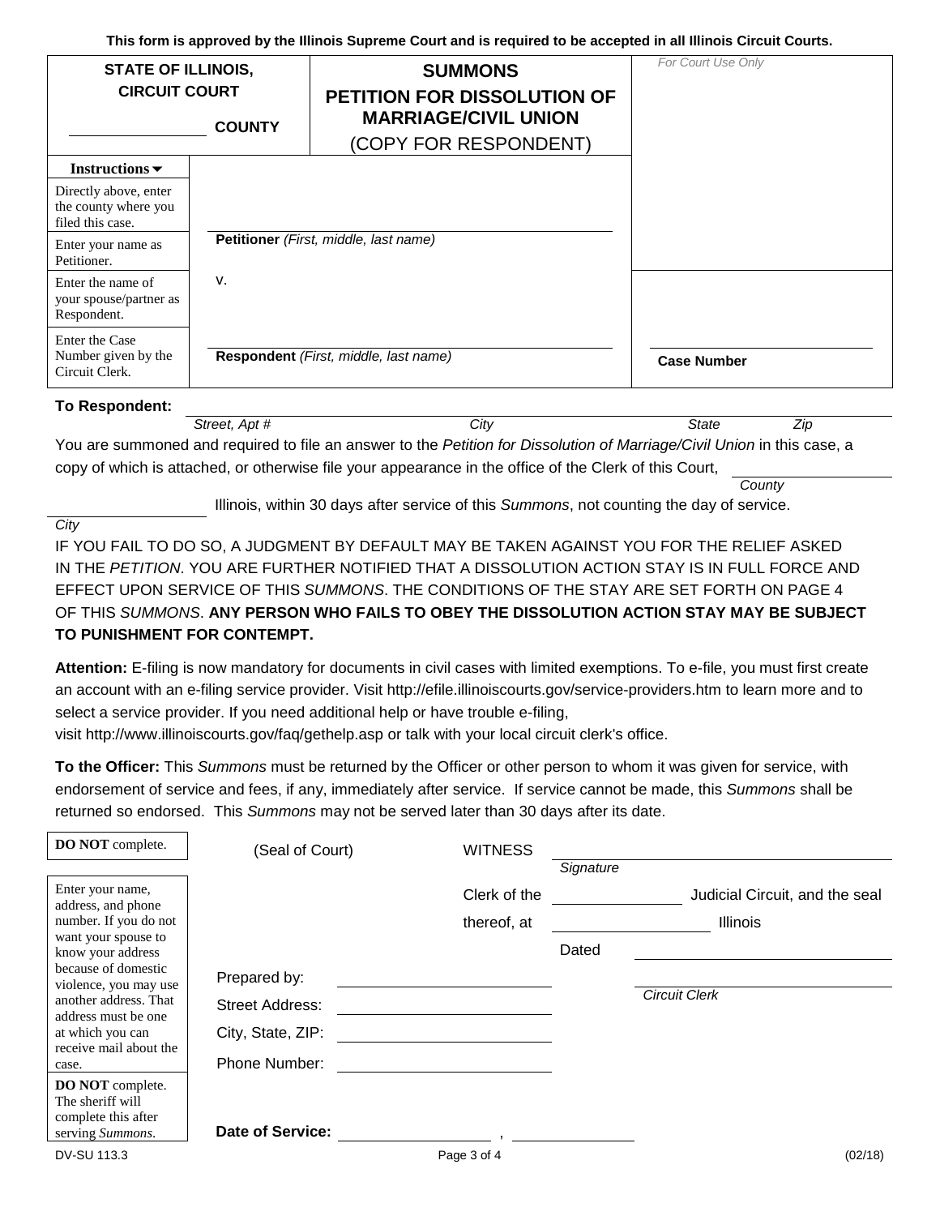This form is approved by the Illinois Supreme Court and is required to be accepted in all Illinois Circuit Courts.

| STATE OF ILLINOIS, CIRCUIT COURT | SUMMONS | *For Court Use Only* |
|---|---|---|
| ______________ COUNTY | **PETITION FOR DISSOLUTION OF MARRIAGE/CIVIL UNION** (COPY FOR RESPONDENT) | |

| **Instructions ▼** | | |
|---|---|---|
| Directly above, enter the county where you filed this case. | | |
| Enter your name as Petitioner. | **Petitioner** *(First, middle, last name)* | |
| Enter the name of your spouse/partner as Respondent. | v. | |
| Enter the Case Number given by the Circuit Clerk. | **Respondent** *(First, middle, last name)* | **Case Number** |

**To Respondent:** ______________________________________________
*Street, Apt #* *City* *State* *Zip*

You are summoned and required to file an answer to the *Petition for Dissolution of Marriage/Civil Union* in this case, a copy of which is attached, or otherwise file your appearance in the office of the Clerk of this Court, ______________ *County* ______________ *City* Illinois, within 30 days after service of this *Summons*, not counting the day of service.

IF YOU FAIL TO DO SO, A JUDGMENT BY DEFAULT MAY BE TAKEN AGAINST YOU FOR THE RELIEF ASKED IN THE *PETITION*. YOU ARE FURTHER NOTIFIED THAT A DISSOLUTION ACTION STAY IS IN FULL FORCE AND EFFECT UPON SERVICE OF THIS *SUMMONS*. THE CONDITIONS OF THE STAY ARE SET FORTH ON PAGE 4 OF THIS *SUMMONS*. **ANY PERSON WHO FAILS TO OBEY THE DISSOLUTION ACTION STAY MAY BE SUBJECT TO PUNISHMENT FOR CONTEMPT.**

**Attention:** E-filing is now mandatory for documents in civil cases with limited exemptions. To e-file, you must first create an account with an e-filing service provider. Visit http://efile.illinoiscourts.gov/service-providers.htm to learn more and to select a service provider. If you need additional help or have trouble e-filing, visit http://www.illinoiscourts.gov/faq/gethelp.asp or talk with your local circuit clerk's office.

**To the Officer:** This *Summons* must be returned by the Officer or other person to whom it was given for service, with endorsement of service and fees, if any, immediately after service. If service cannot be made, this *Summons* shall be returned so endorsed. This *Summons* may not be served later than 30 days after its date.

**DO NOT** complete.

(Seal of Court)

WITNESS ______________________________
*Signature*

Clerk of the ______________ Judicial Circuit, and the seal thereof, at ______________ Illinois

Dated ______________________________

______________________________
*Circuit Clerk*

Enter your name, address, and phone number. If you do not want your spouse to know your address because of domestic violence, you may use another address. That address must be one at which you can receive mail about the case.

Prepared by: ______________________________
Street Address: ______________________________
City, State, ZIP: ______________________________
Phone Number: ______________________________

**DO NOT** complete. The sheriff will complete this after serving *Summons*.

**Date of Service:** ______________ , ______________

DV-SU 113.3 (02/18)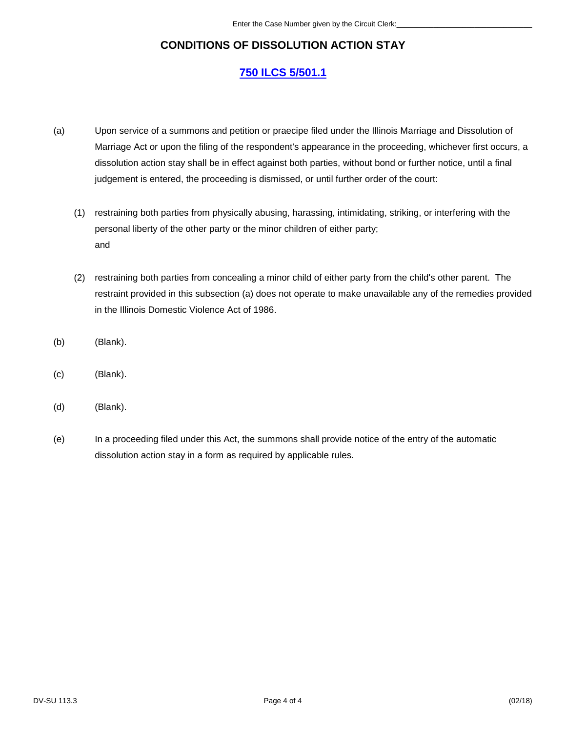Enter the Case Number given by the Circuit Clerk:_______________________________

# CONDITIONS OF DISSOLUTION ACTION STAY

## 750 ILCS 5/501.1

(a) Upon service of a summons and petition or praecipe filed under the Illinois Marriage and Dissolution of Marriage Act or upon the filing of the respondent's appearance in the proceeding, whichever first occurs, a dissolution action stay shall be in effect against both parties, without bond or further notice, until a final judgement is entered, the proceeding is dismissed, or until further order of the court:

(1) restraining both parties from physically abusing, harassing, intimidating, striking, or interfering with the personal liberty of the other party or the minor children of either party;
and

(2) restraining both parties from concealing a minor child of either party from the child's other parent. The restraint provided in this subsection (a) does not operate to make unavailable any of the remedies provided in the Illinois Domestic Violence Act of 1986.

(b) (Blank).

(c) (Blank).

(d) (Blank).

(e) In a proceeding filed under this Act, the summons shall provide notice of the entry of the automatic dissolution action stay in a form as required by applicable rules.

DV-SU 113.3 (02/18)